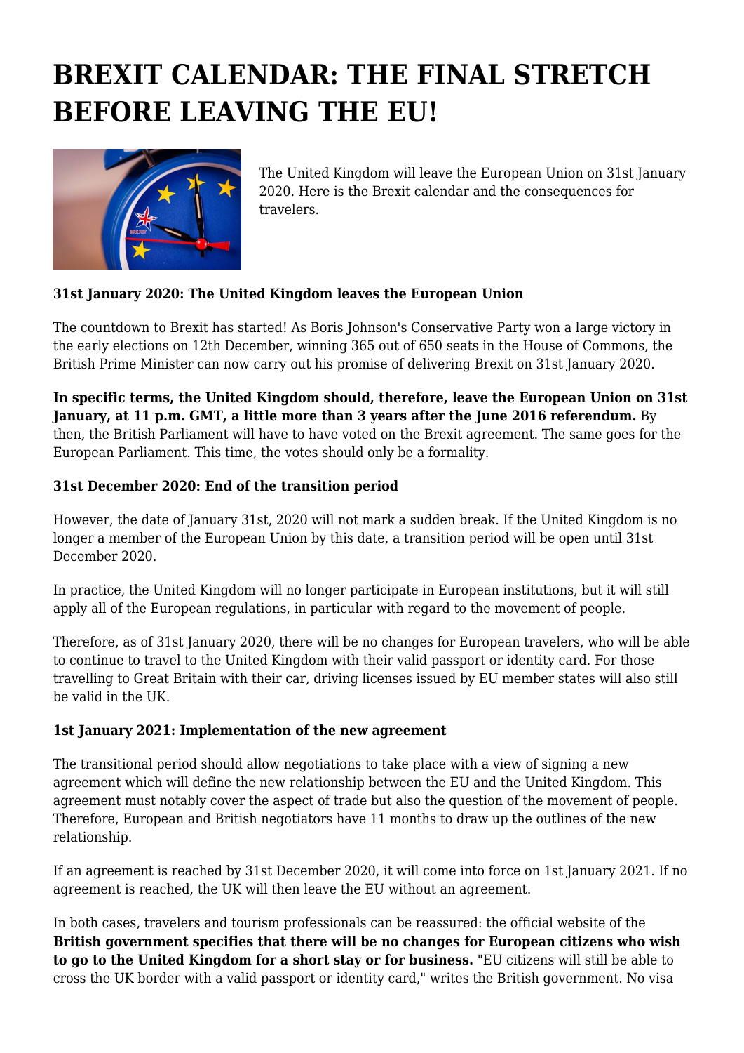# BREXIT CALENDAR: THE FINAL STRETCH BEFORE LEAVING THE EU!

The United Kingdom will leave the European Union on 31st January 2020. Here is the Brexit calendar and the consequences for travelers.

**31st January 2020: The United Kingdom leaves the European Union**

The countdown to Brexit has started! As Boris Johnson's Conservative Party won a large victory in the early elections on 12th December, winning 365 out of 650 seats in the House of Commons, the British Prime Minister can now carry out his promise of delivering Brexit on 31st January 2020.

**In specific terms, the United Kingdom should, therefore, leave the European Union on 31st January, at 11 p.m. GMT, a little more than 3 years after the June 2016 referendum.** By then, the British Parliament will have to have voted on the Brexit agreement. The same goes for the European Parliament. This time, the votes should only be a formality.

**31st December 2020: End of the transition period**

However, the date of January 31st, 2020 will not mark a sudden break. If the United Kingdom is no longer a member of the European Union by this date, a transition period will be open until 31st December 2020.

In practice, the United Kingdom will no longer participate in European institutions, but it will still apply all of the European regulations, in particular with regard to the movement of people.

Therefore, as of 31st January 2020, there will be no changes for European travelers, who will be able to continue to travel to the United Kingdom with their valid passport or identity card. For those travelling to Great Britain with their car, driving licenses issued by EU member states will also still be valid in the UK.

**1st January 2021: Implementation of the new agreement**

The transitional period should allow negotiations to take place with a view of signing a new agreement which will define the new relationship between the EU and the United Kingdom. This agreement must notably cover the aspect of trade but also the question of the movement of people. Therefore, European and British negotiators have 11 months to draw up the outlines of the new relationship.

If an agreement is reached by 31st December 2020, it will come into force on 1st January 2021. If no agreement is reached, the UK will then leave the EU without an agreement.

In both cases, travelers and tourism professionals can be reassured: the official website of the **British government specifies that there will be no changes for European citizens who wish to go to the United Kingdom for a short stay or for business.** "EU citizens will still be able to cross the UK border with a valid passport or identity card," writes the British government. No visa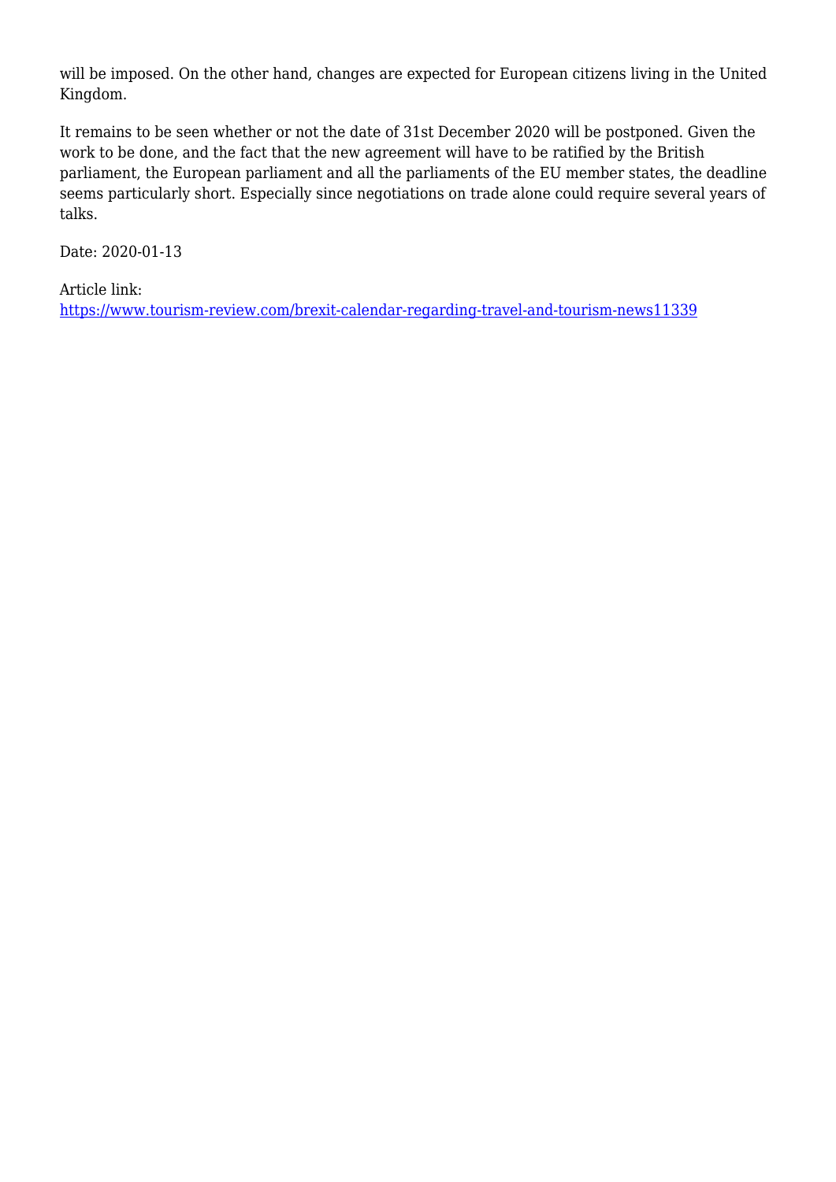will be imposed. On the other hand, changes are expected for European citizens living in the United Kingdom.

It remains to be seen whether or not the date of 31st December 2020 will be postponed. Given the work to be done, and the fact that the new agreement will have to be ratified by the British parliament, the European parliament and all the parliaments of the EU member states, the deadline seems particularly short. Especially since negotiations on trade alone could require several years of talks.

Date: 2020-01-13

Article link:
[https://www.tourism-review.com/brexit-calendar-regarding-travel-and-tourism-news11339](https://www.tourism-review.com/brexit-calendar-regarding-travel-and-tourism-news11339)